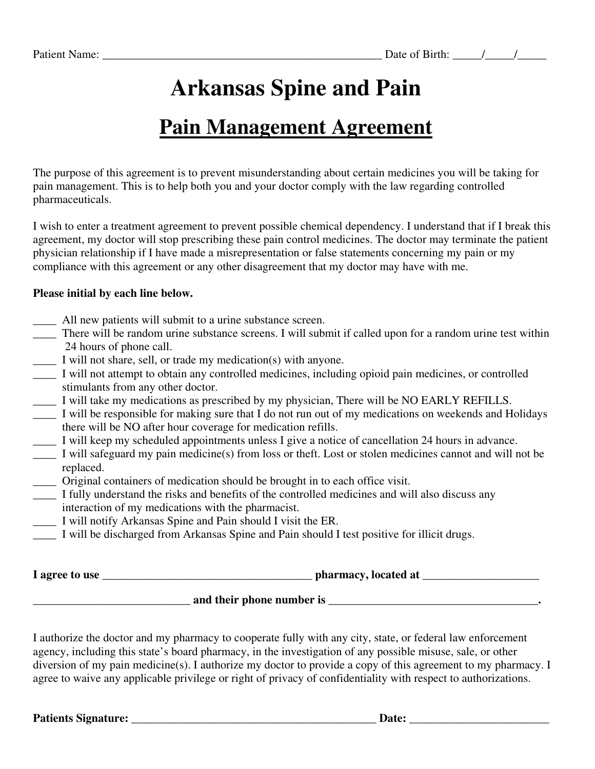Patient Name: __________________________________________________ Date of Birth: _____/_____/_____

# Arkansas Spine and Pain

## Pain Management Agreement

The purpose of this agreement is to prevent misunderstanding about certain medicines you will be taking for pain management. This is to help both you and your doctor comply with the law regarding controlled pharmaceuticals.

I wish to enter a treatment agreement to prevent possible chemical dependency. I understand that if I break this agreement, my doctor will stop prescribing these pain control medicines. The doctor may terminate the patient physician relationship if I have made a misrepresentation or false statements concerning my pain or my compliance with this agreement or any other disagreement that my doctor may have with me.

**Please initial by each line below.**

____ All new patients will submit to a urine substance screen.
____ There will be random urine substance screens. I will submit if called upon for a random urine test within 24 hours of phone call.
____ I will not share, sell, or trade my medication(s) with anyone.
____ I will not attempt to obtain any controlled medicines, including opioid pain medicines, or controlled stimulants from any other doctor.
____ I will take my medications as prescribed by my physician, There will be NO EARLY REFILLS.
____ I will be responsible for making sure that I do not run out of my medications on weekends and Holidays there will be NO after hour coverage for medication refills.
____ I will keep my scheduled appointments unless I give a notice of cancellation 24 hours in advance.
____ I will safeguard my pain medicine(s) from loss or theft. Lost or stolen medicines cannot and will not be replaced.
____ Original containers of medication should be brought in to each office visit.
____ I fully understand the risks and benefits of the controlled medicines and will also discuss any interaction of my medications with the pharmacist.
____ I will notify Arkansas Spine and Pain should I visit the ER.
____ I will be discharged from Arkansas Spine and Pain should I test positive for illicit drugs.

**I agree to use ____________________________________ pharmacy, located at ____________________**

**___________________________ and their phone number is _____________________________________.**

I authorize the doctor and my pharmacy to cooperate fully with any city, state, or federal law enforcement agency, including this state's board pharmacy, in the investigation of any possible misuse, sale, or other diversion of my pain medicine(s). I authorize my doctor to provide a copy of this agreement to my pharmacy. I agree to waive any applicable privilege or right of privacy of confidentiality with respect to authorizations.

**Patients Signature: ___________________________________________ Date: ________________________**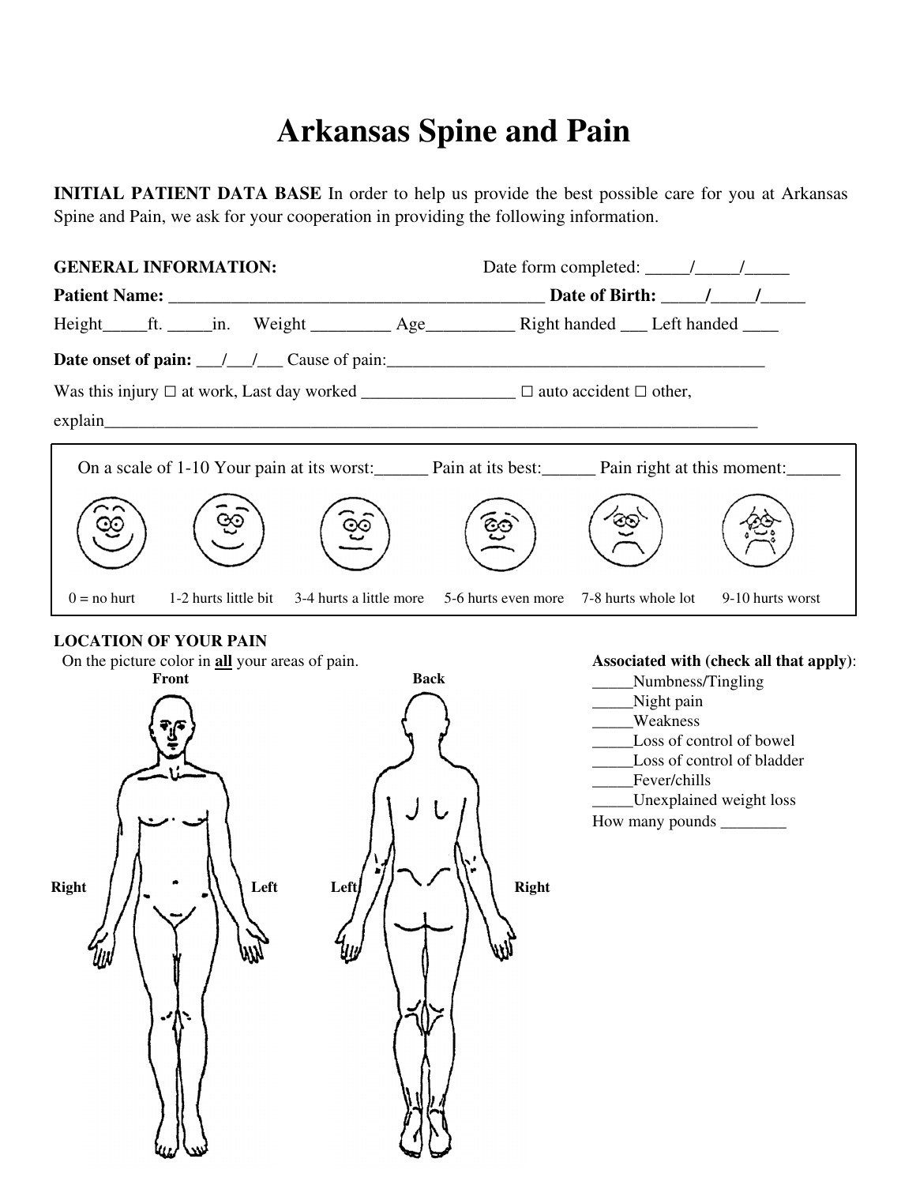# Arkansas Spine and Pain

**INITIAL PATIENT DATA BASE** In order to help us provide the best possible care for you at Arkansas Spine and Pain, we ask for your cooperation in providing the following information.

**GENERAL INFORMATION:** Date form completed: _____/_____/_____

**Patient Name:** ___________________________________________ **Date of Birth:** _____/_____/_____

Height_____ft. _____in. Weight _________ Age__________ Right handed ___ Left handed ____

**Date onset of pain:** ___/___/___ Cause of pain:____________________________________________

Was this injury ☐ at work, Last day worked _________________ ☐ auto accident ☐ other, explain_____________________________________________________________________________

On a scale of 1-10 Your pain at its worst:______ Pain at its best:______ Pain right at this moment:______

| 0 = no hurt | 1-2 hurts little bit | 3-4 hurts a little more | 5-6 hurts even more | 7-8 hurts whole lot | 9-10 hurts worst |
|---|---|---|---|---|---|

**LOCATION OF YOUR PAIN**

On the picture color in **all** your areas of pain.

**Front** — Right / Left

**Back** — Left / Right

**Associated with (check all that apply)**:

_____Numbness/Tingling
_____Night pain
_____Weakness
_____Loss of control of bowel
_____Loss of control of bladder
_____Fever/chills
_____Unexplained weight loss
How many pounds ________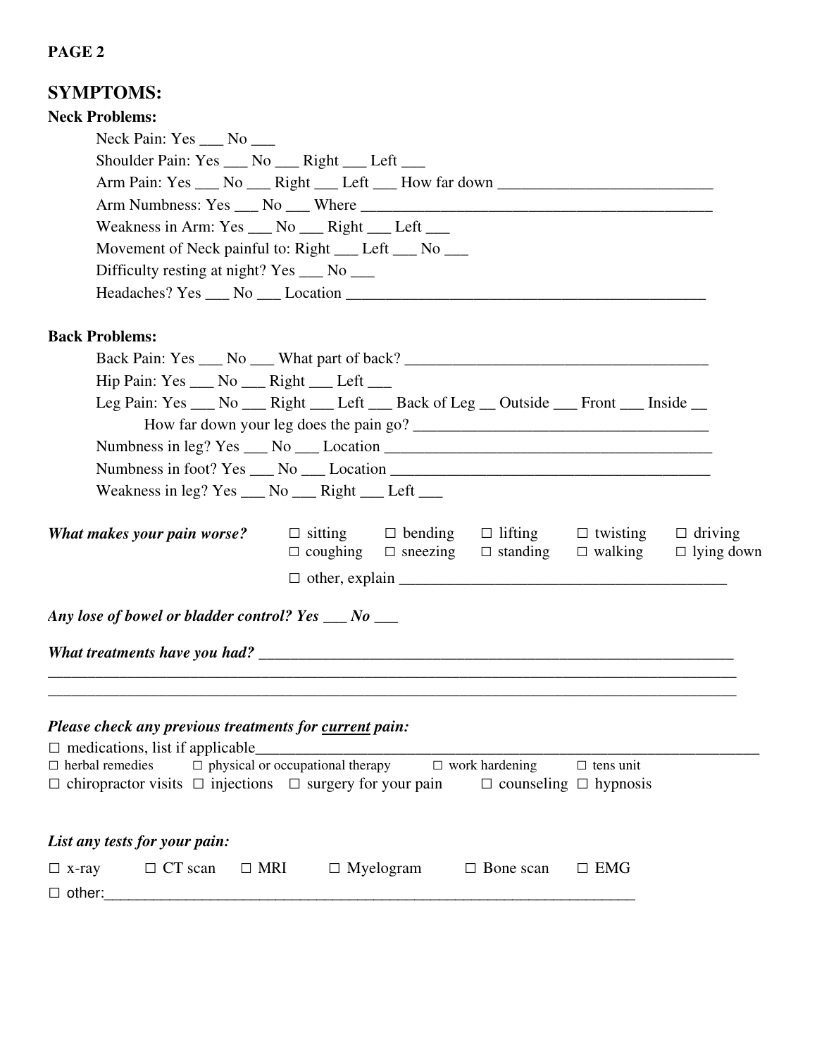PAGE 2

## SYMPTOMS:

### Neck Problems:

Neck Pain: Yes ___ No ___

Shoulder Pain: Yes ___ No ___ Right ___ Left ___

Arm Pain: Yes ___ No ___ Right ___ Left ___ How far down ___________________________

Arm Numbness: Yes ___ No ___ Where _____________________________________________

Weakness in Arm: Yes ___ No ___ Right ___ Left ___

Movement of Neck painful to: Right ___ Left ___ No ___

Difficulty resting at night? Yes ___ No ___

Headaches? Yes ___ No ___ Location _____________________________________________

### Back Problems:

Back Pain: Yes ___ No ___ What part of back? _______________________________________

Hip Pain: Yes ___ No ___ Right ___ Left ___

Leg Pain: Yes ___ No ___ Right ___ Left ___ Back of Leg __ Outside ___ Front ___ Inside __

How far down your leg does the pain go? _____________________________________

Numbness in leg? Yes ___ No ___ Location ___________________________________________

Numbness in foot? Yes ___ No ___ Location __________________________________________

Weakness in leg? Yes ___ No ___ Right ___ Left ___

***What makes your pain worse?***

☐ sitting ☐ bending ☐ lifting ☐ twisting ☐ driving
☐ coughing ☐ sneezing ☐ standing ☐ walking ☐ lying down
☐ other, explain _________________________________________

***Any lose of bowel or bladder control? Yes ___ No ___***

***What treatments have you had?*** ______________________________________________________________
_____________________________________________________________________________________________
_____________________________________________________________________________________________

***Please check any previous treatments for <u>current</u> pain:***

☐ medications, list if applicable_____________________________________________________________________
☐ herbal remedies ☐ physical or occupational therapy ☐ work hardening ☐ tens unit
☐ chiropractor visits ☐ injections ☐ surgery for your pain ☐ counseling ☐ hypnosis

***List any tests for your pain:***

☐ x-ray ☐ CT scan ☐ MRI ☐ Myelogram ☐ Bone scan ☐ EMG
☐ other:_________________________________________________________________________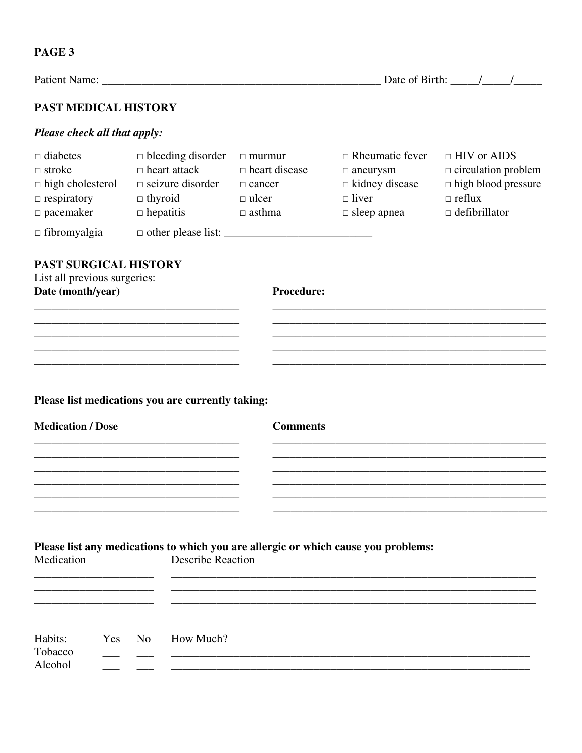**PAGE 3**

Patient Name: __________________________________________________ Date of Birth: _____/_____/_____

## PAST MEDICAL HISTORY

***Please check all that apply:***

| | | | | |
|---|---|---|---|---|
| □ diabetes | □ bleeding disorder | □ murmur | □ Rheumatic fever | □ HIV or AIDS |
| □ stroke | □ heart attack | □ heart disease | □ aneurysm | □ circulation problem |
| □ high cholesterol | □ seizure disorder | □ cancer | □ kidney disease | □ high blood pressure |
| □ respiratory | □ thyroid | □ ulcer | □ liver | □ reflux |
| □ pacemaker | □ hepatitis | □ asthma | □ sleep apnea | □ defibrillator |

□ fibromyalgia □ other please list: _________________________

## PAST SURGICAL HISTORY

List all previous surgeries:

| **Date (month/year)** | **Procedure:** |
|---|---|
| ____________________________________ | ________________________________________________ |
| ____________________________________ | ________________________________________________ |
| ____________________________________ | ________________________________________________ |
| ____________________________________ | ________________________________________________ |
| ____________________________________ | ________________________________________________ |

**Please list medications you are currently taking:**

| **Medication / Dose** | **Comments** |
|---|---|
| ____________________________________ | ________________________________________________ |
| ____________________________________ | ________________________________________________ |
| ____________________________________ | ________________________________________________ |
| ____________________________________ | ________________________________________________ |
| ____________________________________ | ________________________________________________ |
| ____________________________________ | ________________________________________________ |

**Please list any medications to which you are allergic or which cause you problems:**

| Medication | Describe Reaction |
|---|---|
| _____________________ | ________________________________________________________________ |
| _____________________ | ________________________________________________________________ |
| _____________________ | ________________________________________________________________ |

| Habits: | Yes | No | How Much? |
|---|---|---|---|
| Tobacco | ___ | ___ | ______________________________________________________________ |
| Alcohol | ___ | ___ | ______________________________________________________________ |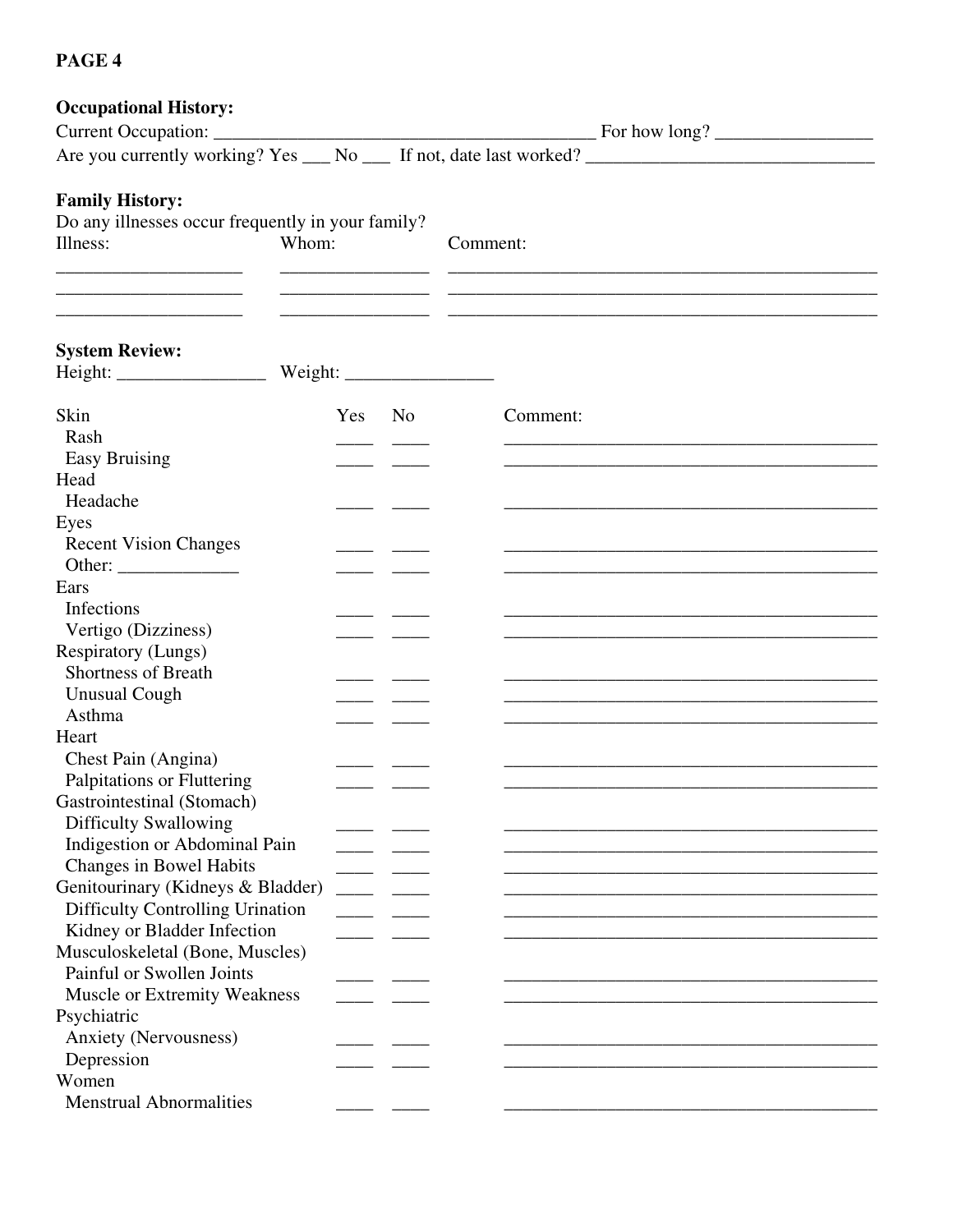**PAGE 4**

**Occupational History:**

Current Occupation: __________________________________________ For how long? _________________

Are you currently working? Yes ___ No ___ If not, date last worked? _______________________________

**Family History:**

Do any illnesses occur frequently in your family?

| Illness: | Whom: | Comment: |
|---|---|---|
| ____________________ | ________________ | ______________________________________________ |
| ____________________ | ________________ | ______________________________________________ |
| ____________________ | ________________ | ______________________________________________ |

**System Review:**

Height: ________________ Weight: ________________

| | Yes | No | Comment: |
|---|---|---|---|
| Skin | | | |
| Rash | ____ | ____ | ________________________________________ |
| Easy Bruising | ____ | ____ | ________________________________________ |
| Head | | | |
| Headache | ____ | ____ | ________________________________________ |
| Eyes | | | |
| Recent Vision Changes | ____ | ____ | ________________________________________ |
| Other: _____________ | ____ | ____ | ________________________________________ |
| Ears | | | |
| Infections | ____ | ____ | ________________________________________ |
| Vertigo (Dizziness) | ____ | ____ | ________________________________________ |
| Respiratory (Lungs) | | | |
| Shortness of Breath | ____ | ____ | ________________________________________ |
| Unusual Cough | ____ | ____ | ________________________________________ |
| Asthma | ____ | ____ | ________________________________________ |
| Heart | | | |
| Chest Pain (Angina) | ____ | ____ | ________________________________________ |
| Palpitations or Fluttering | ____ | ____ | ________________________________________ |
| Gastrointestinal (Stomach) | | | |
| Difficulty Swallowing | ____ | ____ | ________________________________________ |
| Indigestion or Abdominal Pain | ____ | ____ | ________________________________________ |
| Changes in Bowel Habits | ____ | ____ | ________________________________________ |
| Genitourinary (Kidneys & Bladder) | ____ | ____ | ________________________________________ |
| Difficulty Controlling Urination | ____ | ____ | ________________________________________ |
| Kidney or Bladder Infection | ____ | ____ | ________________________________________ |
| Musculoskeletal (Bone, Muscles) | | | |
| Painful or Swollen Joints | ____ | ____ | ________________________________________ |
| Muscle or Extremity Weakness | ____ | ____ | ________________________________________ |
| Psychiatric | | | |
| Anxiety (Nervousness) | ____ | ____ | ________________________________________ |
| Depression | ____ | ____ | ________________________________________ |
| Women | | | |
| Menstrual Abnormalities | ____ | ____ | ________________________________________ |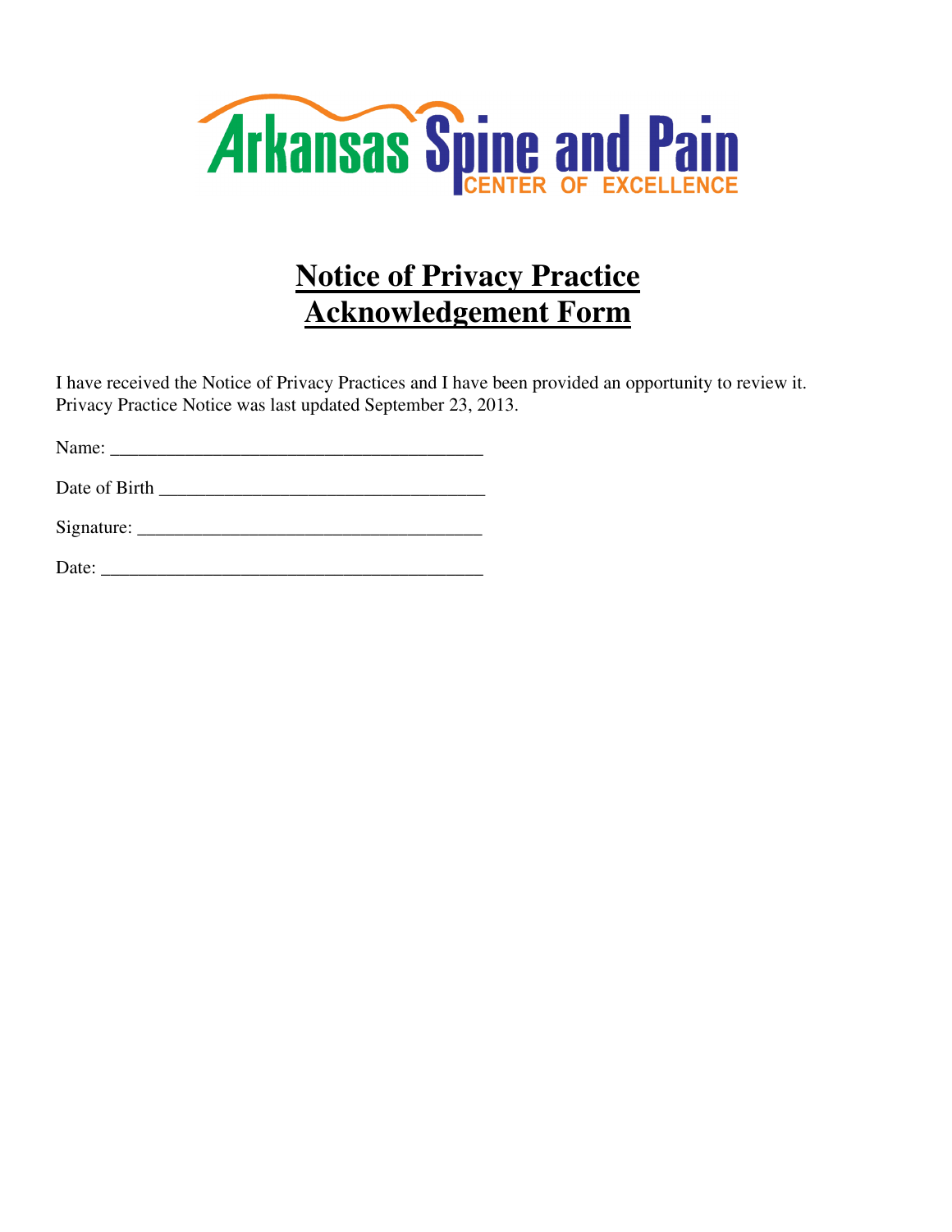Arkansas Spine and Pain
CENTER OF EXCELLENCE

# Notice of Privacy Practice Acknowledgement Form

I have received the Notice of Privacy Practices and I have been provided an opportunity to review it. Privacy Practice Notice was last updated September 23, 2013.

Name: ________________________________________

Date of Birth ___________________________________

Signature: ____________________________________

Date: ________________________________________